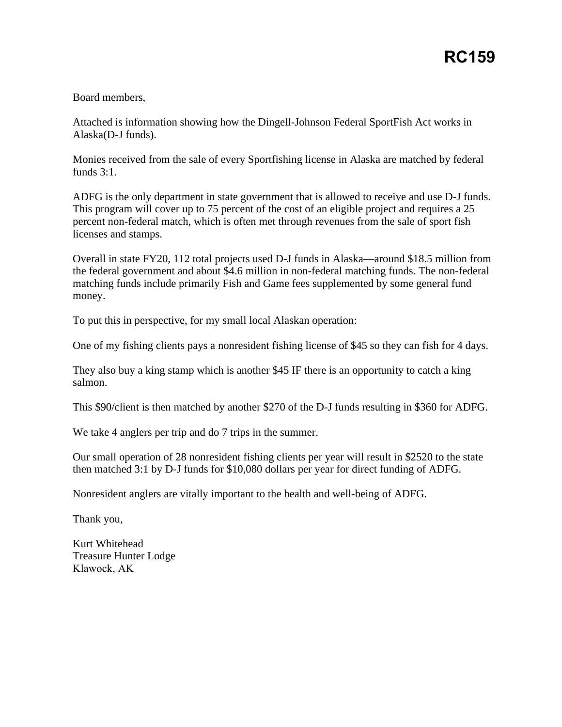# RC159

Board members,

Attached is information showing how the Dingell-Johnson Federal SportFish Act works in Alaska(D-J funds).

Monies received from the sale of every Sportfishing license in Alaska are matched by federal funds 3:1.

ADFG is the only department in state government that is allowed to receive and use D-J funds. This program will cover up to 75 percent of the cost of an eligible project and requires a 25 percent non-federal match, which is often met through revenues from the sale of sport fish licenses and stamps.

Overall in state FY20, 112 total projects used D-J funds in Alaska—around $18.5 million from the federal government and about $4.6 million in non-federal matching funds. The non-federal matching funds include primarily Fish and Game fees supplemented by some general fund money.

To put this in perspective, for my small local Alaskan operation:

One of my fishing clients pays a nonresident fishing license of $45 so they can fish for 4 days.

They also buy a king stamp which is another $45 IF there is an opportunity to catch a king salmon.

This $90/client is then matched by another $270 of the D-J funds resulting in $360 for ADFG.

We take 4 anglers per trip and do 7 trips in the summer.

Our small operation of 28 nonresident fishing clients per year will result in $2520 to the state then matched 3:1 by D-J funds for $10,080 dollars per year for direct funding of ADFG.

Nonresident anglers are vitally important to the health and well-being of ADFG.

Thank you,

Kurt Whitehead
Treasure Hunter Lodge
Klawock, AK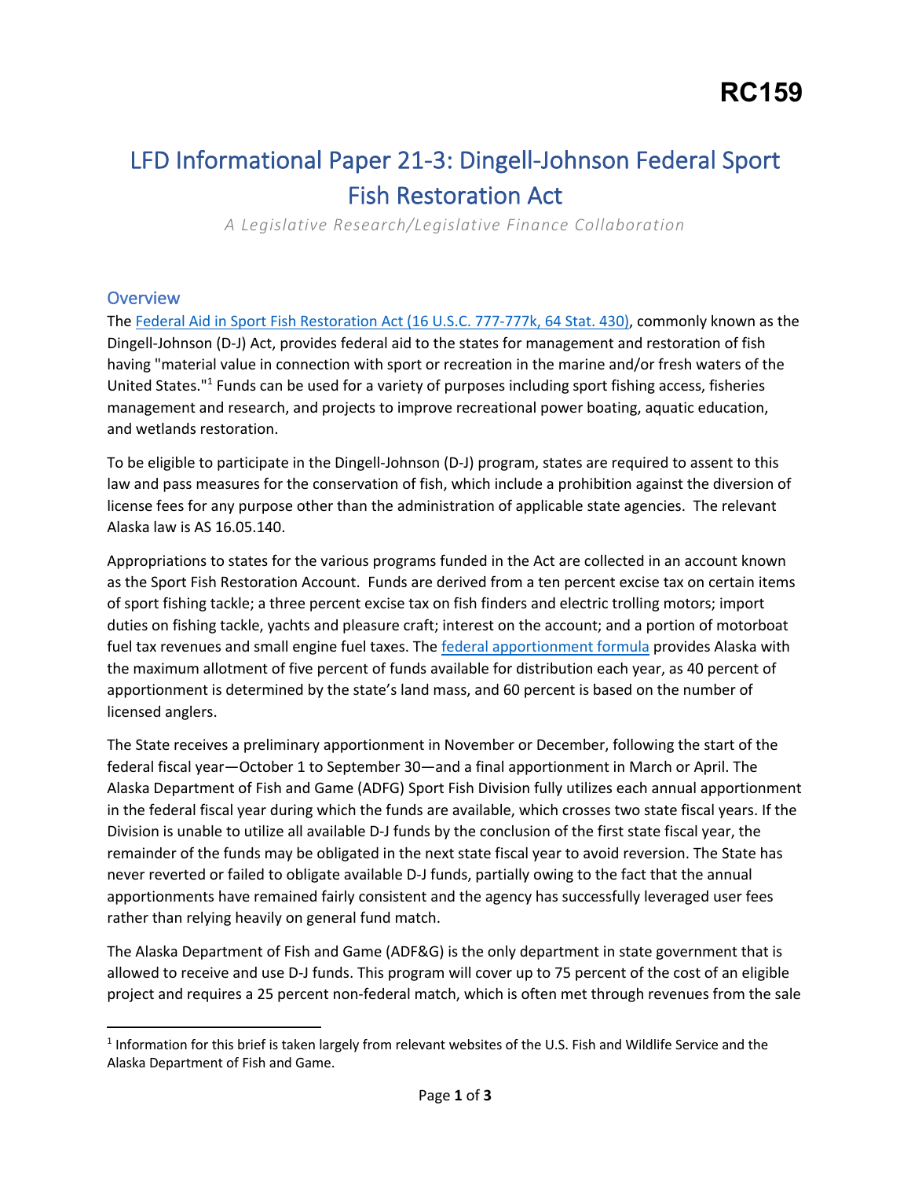# RC159

# LFD Informational Paper 21-3: Dingell-Johnson Federal Sport Fish Restoration Act

*A Legislative Research/Legislative Finance Collaboration*

## Overview

The Federal Aid in Sport Fish Restoration Act (16 U.S.C. 777-777k, 64 Stat. 430), commonly known as the Dingell-Johnson (D-J) Act, provides federal aid to the states for management and restoration of fish having "material value in connection with sport or recreation in the marine and/or fresh waters of the United States."[1] Funds can be used for a variety of purposes including sport fishing access, fisheries management and research, and projects to improve recreational power boating, aquatic education, and wetlands restoration.

To be eligible to participate in the Dingell-Johnson (D-J) program, states are required to assent to this law and pass measures for the conservation of fish, which include a prohibition against the diversion of license fees for any purpose other than the administration of applicable state agencies. The relevant Alaska law is AS 16.05.140.

Appropriations to states for the various programs funded in the Act are collected in an account known as the Sport Fish Restoration Account. Funds are derived from a ten percent excise tax on certain items of sport fishing tackle; a three percent excise tax on fish finders and electric trolling motors; import duties on fishing tackle, yachts and pleasure craft; interest on the account; and a portion of motorboat fuel tax revenues and small engine fuel taxes. The federal apportionment formula provides Alaska with the maximum allotment of five percent of funds available for distribution each year, as 40 percent of apportionment is determined by the state's land mass, and 60 percent is based on the number of licensed anglers.

The State receives a preliminary apportionment in November or December, following the start of the federal fiscal year—October 1 to September 30—and a final apportionment in March or April. The Alaska Department of Fish and Game (ADFG) Sport Fish Division fully utilizes each annual apportionment in the federal fiscal year during which the funds are available, which crosses two state fiscal years. If the Division is unable to utilize all available D-J funds by the conclusion of the first state fiscal year, the remainder of the funds may be obligated in the next state fiscal year to avoid reversion. The State has never reverted or failed to obligate available D-J funds, partially owing to the fact that the annual apportionments have remained fairly consistent and the agency has successfully leveraged user fees rather than relying heavily on general fund match.

The Alaska Department of Fish and Game (ADF&G) is the only department in state government that is allowed to receive and use D-J funds. This program will cover up to 75 percent of the cost of an eligible project and requires a 25 percent non-federal match, which is often met through revenues from the sale

[1] Information for this brief is taken largely from relevant websites of the U.S. Fish and Wildlife Service and the Alaska Department of Fish and Game.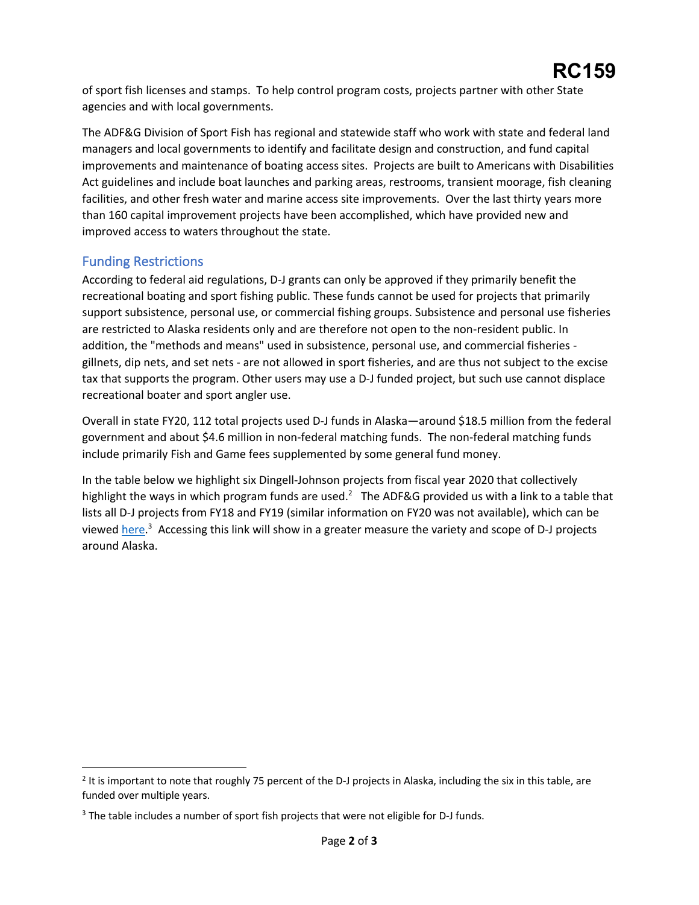of sport fish licenses and stamps. To help control program costs, projects partner with other State agencies and with local governments.

The ADF&G Division of Sport Fish has regional and statewide staff who work with state and federal land managers and local governments to identify and facilitate design and construction, and fund capital improvements and maintenance of boating access sites. Projects are built to Americans with Disabilities Act guidelines and include boat launches and parking areas, restrooms, transient moorage, fish cleaning facilities, and other fresh water and marine access site improvements. Over the last thirty years more than 160 capital improvement projects have been accomplished, which have provided new and improved access to waters throughout the state.

## Funding Restrictions

According to federal aid regulations, D-J grants can only be approved if they primarily benefit the recreational boating and sport fishing public. These funds cannot be used for projects that primarily support subsistence, personal use, or commercial fishing groups. Subsistence and personal use fisheries are restricted to Alaska residents only and are therefore not open to the non-resident public. In addition, the "methods and means" used in subsistence, personal use, and commercial fisheries - gillnets, dip nets, and set nets - are not allowed in sport fisheries, and are thus not subject to the excise tax that supports the program. Other users may use a D-J funded project, but such use cannot displace recreational boater and sport angler use.

Overall in state FY20, 112 total projects used D-J funds in Alaska—around $18.5 million from the federal government and about $4.6 million in non-federal matching funds. The non-federal matching funds include primarily Fish and Game fees supplemented by some general fund money.

In the table below we highlight six Dingell-Johnson projects from fiscal year 2020 that collectively highlight the ways in which program funds are used.[2] The ADF&G provided us with a link to a table that lists all D-J projects from FY18 and FY19 (similar information on FY20 was not available), which can be viewed here.[3] Accessing this link will show in a greater measure the variety and scope of D-J projects around Alaska.

[2] It is important to note that roughly 75 percent of the D-J projects in Alaska, including the six in this table, are funded over multiple years.

[3] The table includes a number of sport fish projects that were not eligible for D-J funds.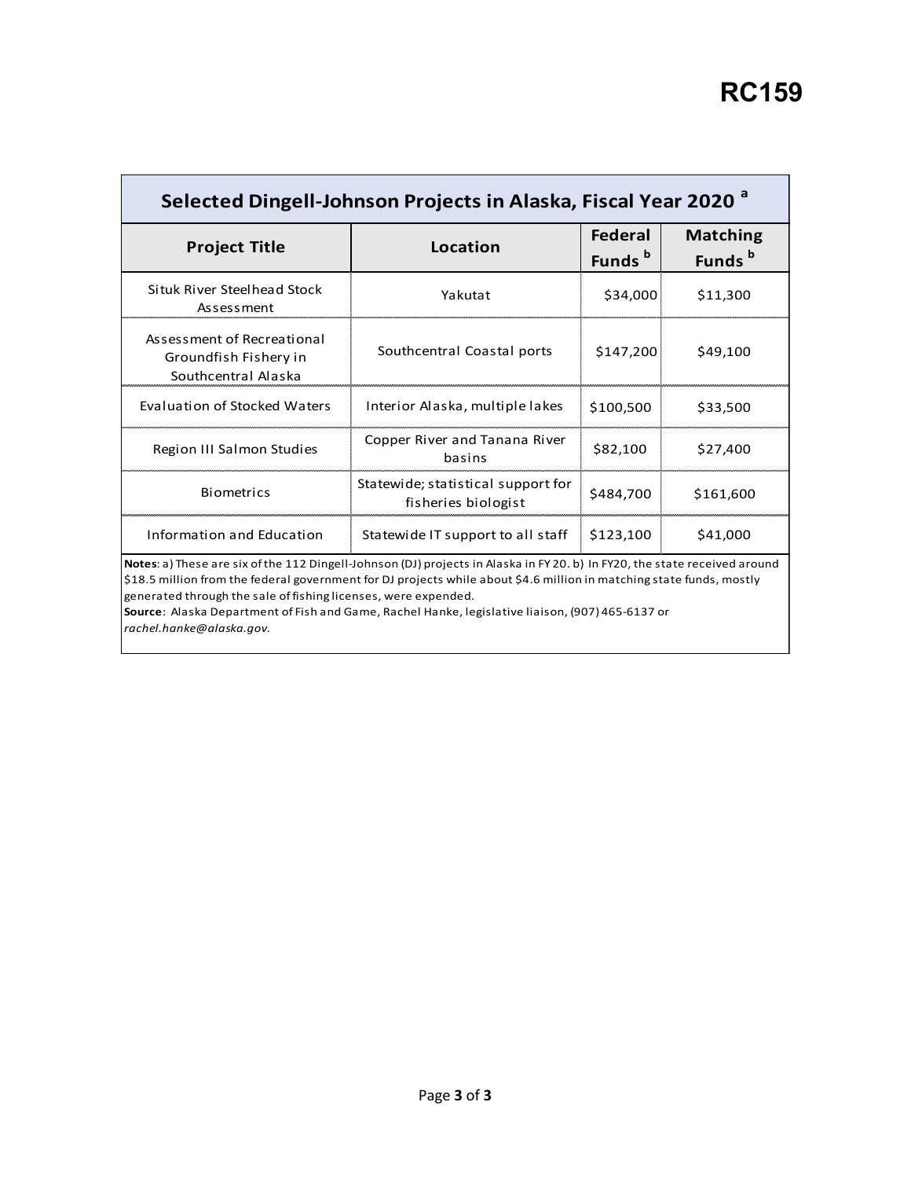RC159

| Selected Dingell-Johnson Projects in Alaska, Fiscal Year 2020 [a] | | | |
|---|---|---|---|
| **Project Title** | **Location** | **Federal Funds [b]** | **Matching Funds [b]** |
| Situk River Steelhead Stock Assessment | Yakutat | $34,000 | $11,300 |
| Assessment of Recreational Groundfish Fishery in Southcentral Alaska | Southcentral Coastal ports | $147,200 | $49,100 |
| Evaluation of Stocked Waters | Interior Alaska, multiple lakes | $100,500 | $33,500 |
| Region III Salmon Studies | Copper River and Tanana River basins | $82,100 | $27,400 |
| Biometrics | Statewide; statistical support for fisheries biologist | $484,700 | $161,600 |
| Information and Education | Statewide IT support to all staff | $123,100 | $41,000 |

**Notes**: a) These are six of the 112 Dingell-Johnson (DJ) projects in Alaska in FY 20. b) In FY20, the state received around $18.5 million from the federal government for DJ projects while about $4.6 million in matching state funds, mostly generated through the sale of fishing licenses, were expended.

**Source**: Alaska Department of Fish and Game, Rachel Hanke, legislative liaison, (907) 465-6137 or *rachel.hanke@alaska.gov*.